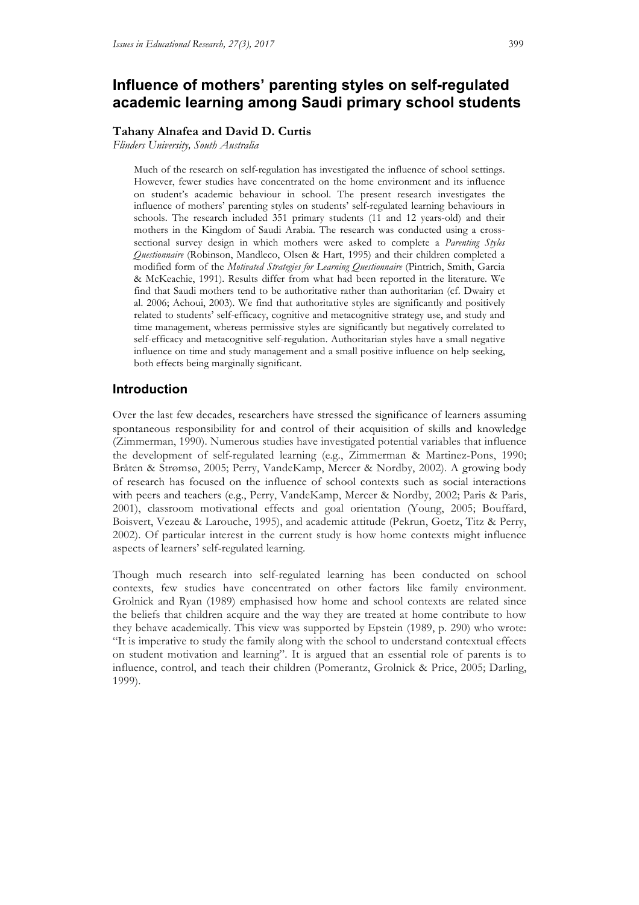# Influence of mothers' parenting styles on self-regulated academic learning among Saudi primary school students

**Tahany Alnafea and David D. Curtis**
*Flinders University, South Australia*

> Much of the research on self-regulation has investigated the influence of school settings. However, fewer studies have concentrated on the home environment and its influence on student's academic behaviour in school. The present research investigates the influence of mothers' parenting styles on students' self-regulated learning behaviours in schools. The research included 351 primary students (11 and 12 years-old) and their mothers in the Kingdom of Saudi Arabia. The research was conducted using a cross-sectional survey design in which mothers were asked to complete a *Parenting Styles Questionnaire* (Robinson, Mandleco, Olsen & Hart, 1995) and their children completed a modified form of the *Motivated Strategies for Learning Questionnaire* (Pintrich, Smith, Garcia & McKeachie, 1991). Results differ from what had been reported in the literature. We find that Saudi mothers tend to be authoritative rather than authoritarian (cf. Dwairy et al. 2006; Achoui, 2003). We find that authoritative styles are significantly and positively related to students' self-efficacy, cognitive and metacognitive strategy use, and study and time management, whereas permissive styles are significantly but negatively correlated to self-efficacy and metacognitive self-regulation. Authoritarian styles have a small negative influence on time and study management and a small positive influence on help seeking, both effects being marginally significant.

## Introduction

Over the last few decades, researchers have stressed the significance of learners assuming spontaneous responsibility for and control of their acquisition of skills and knowledge (Zimmerman, 1990). Numerous studies have investigated potential variables that influence the development of self-regulated learning (e.g., Zimmerman & Martinez-Pons, 1990; Bråten & Strømsø, 2005; Perry, VandeKamp, Mercer & Nordby, 2002). A growing body of research has focused on the influence of school contexts such as social interactions with peers and teachers (e.g., Perry, VandeKamp, Mercer & Nordby, 2002; Paris & Paris, 2001), classroom motivational effects and goal orientation (Young, 2005; Bouffard, Boisvert, Vezeau & Larouche, 1995), and academic attitude (Pekrun, Goetz, Titz & Perry, 2002). Of particular interest in the current study is how home contexts might influence aspects of learners' self-regulated learning.

Though much research into self-regulated learning has been conducted on school contexts, few studies have concentrated on other factors like family environment. Grolnick and Ryan (1989) emphasised how home and school contexts are related since the beliefs that children acquire and the way they are treated at home contribute to how they behave academically. This view was supported by Epstein (1989, p. 290) who wrote: "It is imperative to study the family along with the school to understand contextual effects on student motivation and learning". It is argued that an essential role of parents is to influence, control, and teach their children (Pomerantz, Grolnick & Price, 2005; Darling, 1999).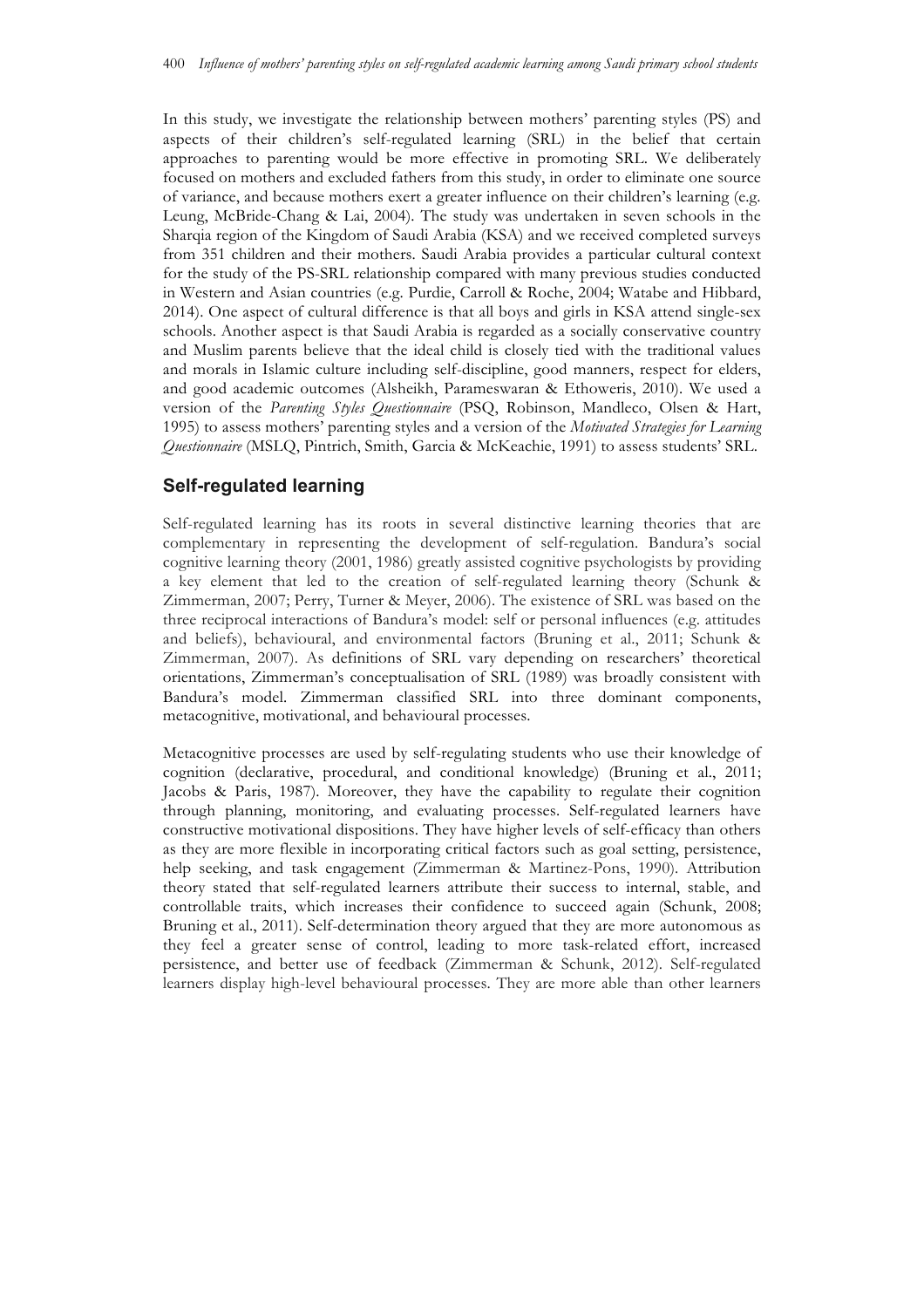In this study, we investigate the relationship between mothers' parenting styles (PS) and aspects of their children's self-regulated learning (SRL) in the belief that certain approaches to parenting would be more effective in promoting SRL. We deliberately focused on mothers and excluded fathers from this study, in order to eliminate one source of variance, and because mothers exert a greater influence on their children's learning (e.g. Leung, McBride-Chang & Lai, 2004). The study was undertaken in seven schools in the Sharqia region of the Kingdom of Saudi Arabia (KSA) and we received completed surveys from 351 children and their mothers. Saudi Arabia provides a particular cultural context for the study of the PS-SRL relationship compared with many previous studies conducted in Western and Asian countries (e.g. Purdie, Carroll & Roche, 2004; Watabe and Hibbard, 2014). One aspect of cultural difference is that all boys and girls in KSA attend single-sex schools. Another aspect is that Saudi Arabia is regarded as a socially conservative country and Muslim parents believe that the ideal child is closely tied with the traditional values and morals in Islamic culture including self-discipline, good manners, respect for elders, and good academic outcomes (Alsheikh, Parameswaran & Ethoweris, 2010). We used a version of the *Parenting Styles Questionnaire* (PSQ, Robinson, Mandleco, Olsen & Hart, 1995) to assess mothers' parenting styles and a version of the *Motivated Strategies for Learning Questionnaire* (MSLQ, Pintrich, Smith, Garcia & McKeachie, 1991) to assess students' SRL.

## Self-regulated learning

Self-regulated learning has its roots in several distinctive learning theories that are complementary in representing the development of self-regulation. Bandura's social cognitive learning theory (2001, 1986) greatly assisted cognitive psychologists by providing a key element that led to the creation of self-regulated learning theory (Schunk & Zimmerman, 2007; Perry, Turner & Meyer, 2006). The existence of SRL was based on the three reciprocal interactions of Bandura's model: self or personal influences (e.g. attitudes and beliefs), behavioural, and environmental factors (Bruning et al., 2011; Schunk & Zimmerman, 2007). As definitions of SRL vary depending on researchers' theoretical orientations, Zimmerman's conceptualisation of SRL (1989) was broadly consistent with Bandura's model. Zimmerman classified SRL into three dominant components, metacognitive, motivational, and behavioural processes.

Metacognitive processes are used by self-regulating students who use their knowledge of cognition (declarative, procedural, and conditional knowledge) (Bruning et al., 2011; Jacobs & Paris, 1987). Moreover, they have the capability to regulate their cognition through planning, monitoring, and evaluating processes. Self-regulated learners have constructive motivational dispositions. They have higher levels of self-efficacy than others as they are more flexible in incorporating critical factors such as goal setting, persistence, help seeking, and task engagement (Zimmerman & Martinez-Pons, 1990). Attribution theory stated that self-regulated learners attribute their success to internal, stable, and controllable traits, which increases their confidence to succeed again (Schunk, 2008; Bruning et al., 2011). Self-determination theory argued that they are more autonomous as they feel a greater sense of control, leading to more task-related effort, increased persistence, and better use of feedback (Zimmerman & Schunk, 2012). Self-regulated learners display high-level behavioural processes. They are more able than other learners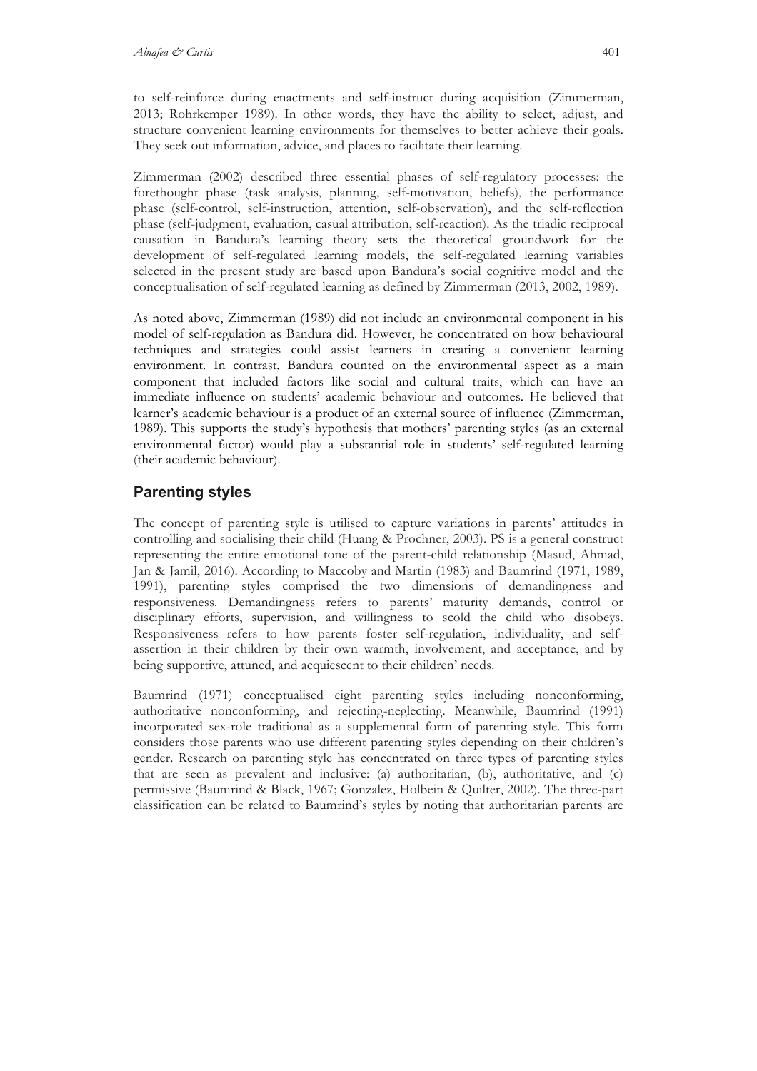to self-reinforce during enactments and self-instruct during acquisition (Zimmerman, 2013; Rohrkemper 1989). In other words, they have the ability to select, adjust, and structure convenient learning environments for themselves to better achieve their goals. They seek out information, advice, and places to facilitate their learning.

Zimmerman (2002) described three essential phases of self-regulatory processes: the forethought phase (task analysis, planning, self-motivation, beliefs), the performance phase (self-control, self-instruction, attention, self-observation), and the self-reflection phase (self-judgment, evaluation, casual attribution, self-reaction). As the triadic reciprocal causation in Bandura's learning theory sets the theoretical groundwork for the development of self-regulated learning models, the self-regulated learning variables selected in the present study are based upon Bandura's social cognitive model and the conceptualisation of self-regulated learning as defined by Zimmerman (2013, 2002, 1989).

As noted above, Zimmerman (1989) did not include an environmental component in his model of self-regulation as Bandura did. However, he concentrated on how behavioural techniques and strategies could assist learners in creating a convenient learning environment. In contrast, Bandura counted on the environmental aspect as a main component that included factors like social and cultural traits, which can have an immediate influence on students' academic behaviour and outcomes. He believed that learner's academic behaviour is a product of an external source of influence (Zimmerman, 1989). This supports the study's hypothesis that mothers' parenting styles (as an external environmental factor) would play a substantial role in students' self-regulated learning (their academic behaviour).

## Parenting styles

The concept of parenting style is utilised to capture variations in parents' attitudes in controlling and socialising their child (Huang & Prochner, 2003). PS is a general construct representing the entire emotional tone of the parent-child relationship (Masud, Ahmad, Jan & Jamil, 2016). According to Maccoby and Martin (1983) and Baumrind (1971, 1989, 1991), parenting styles comprised the two dimensions of demandingness and responsiveness. Demandingness refers to parents' maturity demands, control or disciplinary efforts, supervision, and willingness to scold the child who disobeys. Responsiveness refers to how parents foster self-regulation, individuality, and self-assertion in their children by their own warmth, involvement, and acceptance, and by being supportive, attuned, and acquiescent to their children' needs.

Baumrind (1971) conceptualised eight parenting styles including nonconforming, authoritative nonconforming, and rejecting-neglecting. Meanwhile, Baumrind (1991) incorporated sex-role traditional as a supplemental form of parenting style. This form considers those parents who use different parenting styles depending on their children's gender. Research on parenting style has concentrated on three types of parenting styles that are seen as prevalent and inclusive: (a) authoritarian, (b), authoritative, and (c) permissive (Baumrind & Black, 1967; Gonzalez, Holbein & Quilter, 2002). The three-part classification can be related to Baumrind's styles by noting that authoritarian parents are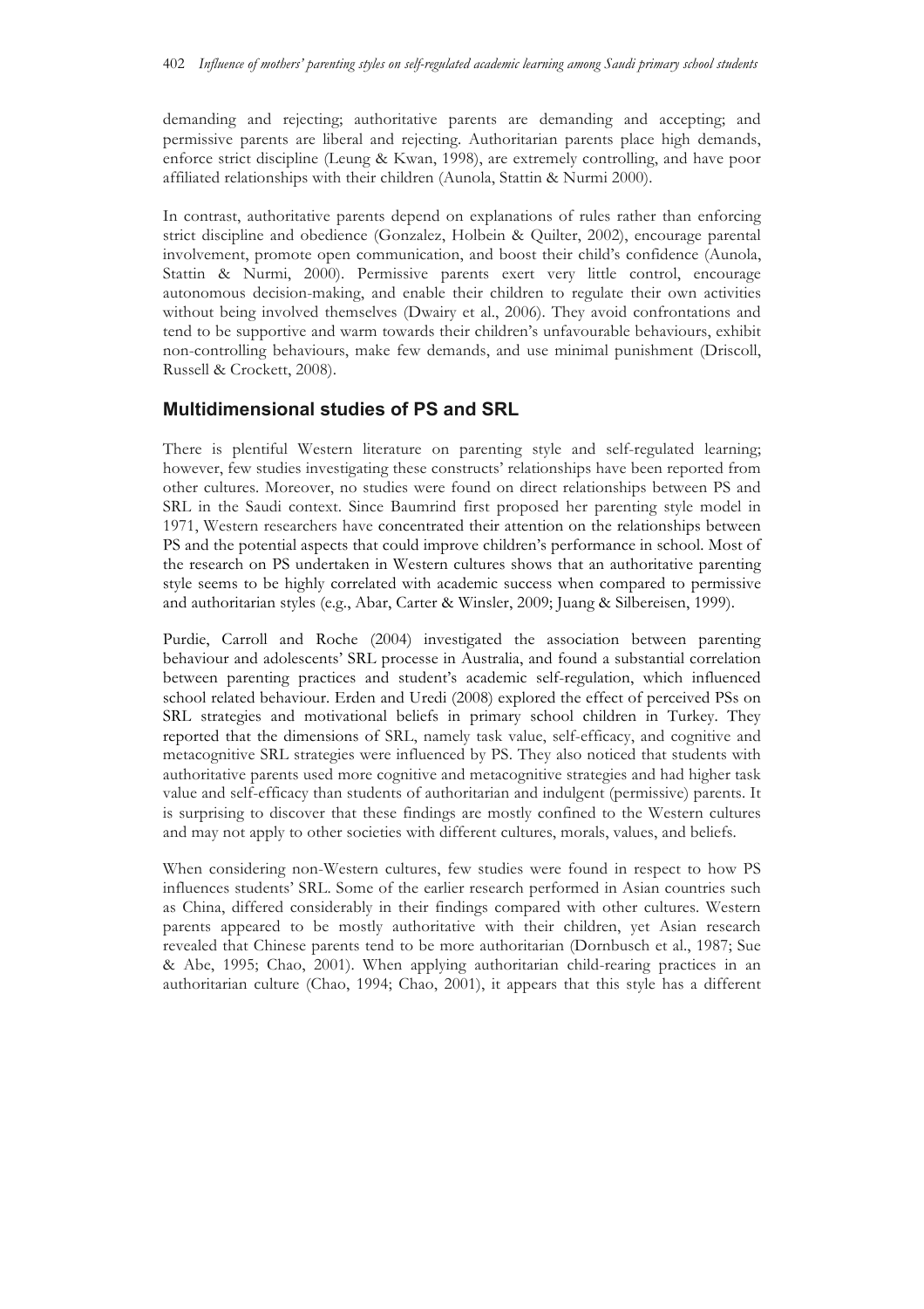demanding and rejecting; authoritative parents are demanding and accepting; and permissive parents are liberal and rejecting. Authoritarian parents place high demands, enforce strict discipline (Leung & Kwan, 1998), are extremely controlling, and have poor affiliated relationships with their children (Aunola, Stattin & Nurmi 2000).

In contrast, authoritative parents depend on explanations of rules rather than enforcing strict discipline and obedience (Gonzalez, Holbein & Quilter, 2002), encourage parental involvement, promote open communication, and boost their child's confidence (Aunola, Stattin & Nurmi, 2000). Permissive parents exert very little control, encourage autonomous decision-making, and enable their children to regulate their own activities without being involved themselves (Dwairy et al., 2006). They avoid confrontations and tend to be supportive and warm towards their children's unfavourable behaviours, exhibit non-controlling behaviours, make few demands, and use minimal punishment (Driscoll, Russell & Crockett, 2008).

## Multidimensional studies of PS and SRL

There is plentiful Western literature on parenting style and self-regulated learning; however, few studies investigating these constructs' relationships have been reported from other cultures. Moreover, no studies were found on direct relationships between PS and SRL in the Saudi context. Since Baumrind first proposed her parenting style model in 1971, Western researchers have concentrated their attention on the relationships between PS and the potential aspects that could improve children's performance in school. Most of the research on PS undertaken in Western cultures shows that an authoritative parenting style seems to be highly correlated with academic success when compared to permissive and authoritarian styles (e.g., Abar, Carter & Winsler, 2009; Juang & Silbereisen, 1999).

Purdie, Carroll and Roche (2004) investigated the association between parenting behaviour and adolescents' SRL processe in Australia, and found a substantial correlation between parenting practices and student's academic self-regulation, which influenced school related behaviour. Erden and Uredi (2008) explored the effect of perceived PSs on SRL strategies and motivational beliefs in primary school children in Turkey. They reported that the dimensions of SRL, namely task value, self-efficacy, and cognitive and metacognitive SRL strategies were influenced by PS. They also noticed that students with authoritative parents used more cognitive and metacognitive strategies and had higher task value and self-efficacy than students of authoritarian and indulgent (permissive) parents. It is surprising to discover that these findings are mostly confined to the Western cultures and may not apply to other societies with different cultures, morals, values, and beliefs.

When considering non-Western cultures, few studies were found in respect to how PS influences students' SRL. Some of the earlier research performed in Asian countries such as China, differed considerably in their findings compared with other cultures. Western parents appeared to be mostly authoritative with their children, yet Asian research revealed that Chinese parents tend to be more authoritarian (Dornbusch et al., 1987; Sue & Abe, 1995; Chao, 2001). When applying authoritarian child-rearing practices in an authoritarian culture (Chao, 1994; Chao, 2001), it appears that this style has a different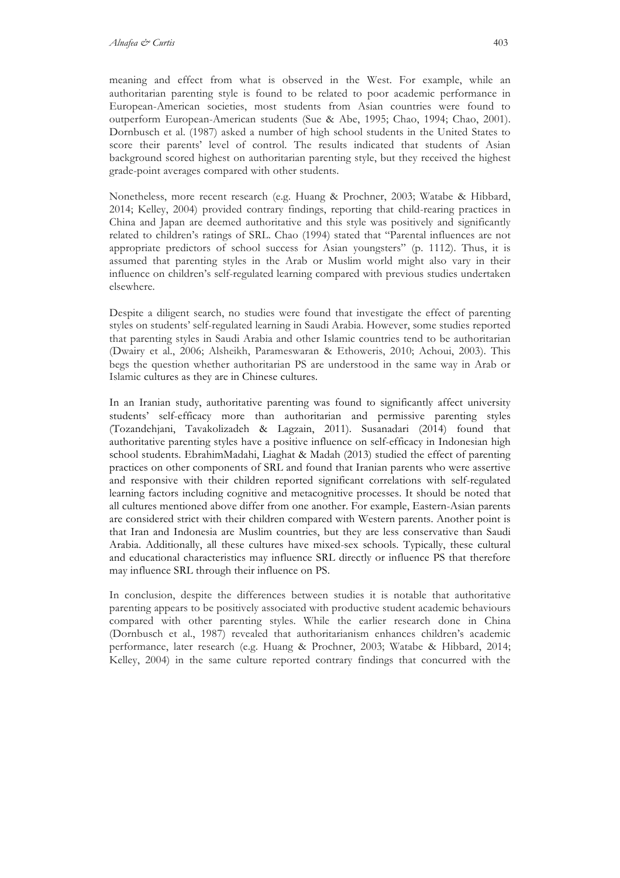meaning and effect from what is observed in the West. For example, while an authoritarian parenting style is found to be related to poor academic performance in European-American societies, most students from Asian countries were found to outperform European-American students (Sue & Abe, 1995; Chao, 1994; Chao, 2001). Dornbusch et al. (1987) asked a number of high school students in the United States to score their parents' level of control. The results indicated that students of Asian background scored highest on authoritarian parenting style, but they received the highest grade-point averages compared with other students.

Nonetheless, more recent research (e.g. Huang & Prochner, 2003; Watabe & Hibbard, 2014; Kelley, 2004) provided contrary findings, reporting that child-rearing practices in China and Japan are deemed authoritative and this style was positively and significantly related to children's ratings of SRL. Chao (1994) stated that "Parental influences are not appropriate predictors of school success for Asian youngsters" (p. 1112). Thus, it is assumed that parenting styles in the Arab or Muslim world might also vary in their influence on children's self-regulated learning compared with previous studies undertaken elsewhere.

Despite a diligent search, no studies were found that investigate the effect of parenting styles on students' self-regulated learning in Saudi Arabia. However, some studies reported that parenting styles in Saudi Arabia and other Islamic countries tend to be authoritarian (Dwairy et al., 2006; Alsheikh, Parameswaran & Ethoweris, 2010; Achoui, 2003). This begs the question whether authoritarian PS are understood in the same way in Arab or Islamic cultures as they are in Chinese cultures.

In an Iranian study, authoritative parenting was found to significantly affect university students' self-efficacy more than authoritarian and permissive parenting styles (Tozandehjani, Tavakolizadeh & Lagzain, 2011). Susanadari (2014) found that authoritative parenting styles have a positive influence on self-efficacy in Indonesian high school students. EbrahimMadahi, Liaghat & Madah (2013) studied the effect of parenting practices on other components of SRL and found that Iranian parents who were assertive and responsive with their children reported significant correlations with self-regulated learning factors including cognitive and metacognitive processes. It should be noted that all cultures mentioned above differ from one another. For example, Eastern-Asian parents are considered strict with their children compared with Western parents. Another point is that Iran and Indonesia are Muslim countries, but they are less conservative than Saudi Arabia. Additionally, all these cultures have mixed-sex schools. Typically, these cultural and educational characteristics may influence SRL directly or influence PS that therefore may influence SRL through their influence on PS.

In conclusion, despite the differences between studies it is notable that authoritative parenting appears to be positively associated with productive student academic behaviours compared with other parenting styles. While the earlier research done in China (Dornbusch et al., 1987) revealed that authoritarianism enhances children's academic performance, later research (e.g. Huang & Prochner, 2003; Watabe & Hibbard, 2014; Kelley, 2004) in the same culture reported contrary findings that concurred with the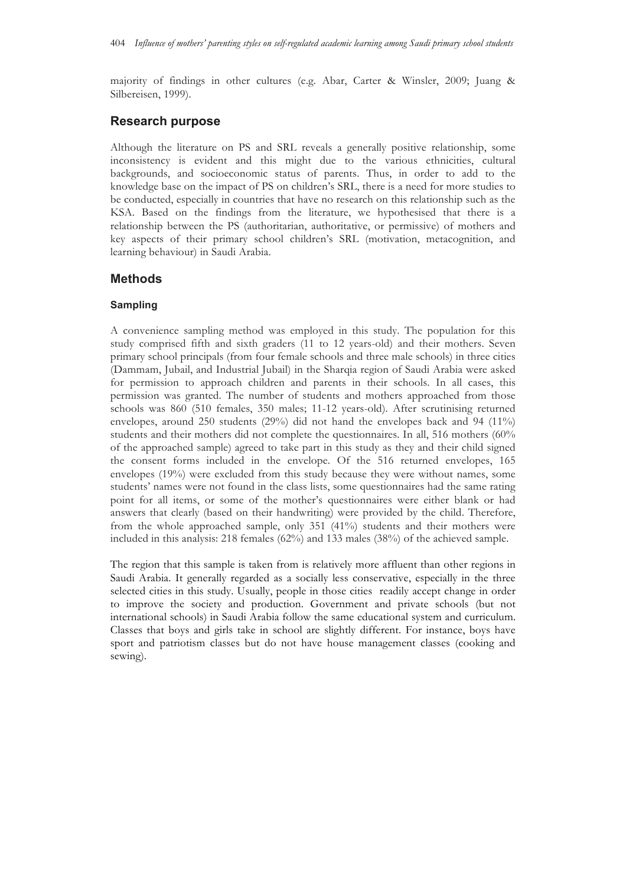majority of findings in other cultures (e.g. Abar, Carter & Winsler, 2009; Juang & Silbereisen, 1999).

## Research purpose

Although the literature on PS and SRL reveals a generally positive relationship, some inconsistency is evident and this might due to the various ethnicities, cultural backgrounds, and socioeconomic status of parents. Thus, in order to add to the knowledge base on the impact of PS on children's SRL, there is a need for more studies to be conducted, especially in countries that have no research on this relationship such as the KSA. Based on the findings from the literature, we hypothesised that there is a relationship between the PS (authoritarian, authoritative, or permissive) of mothers and key aspects of their primary school children's SRL (motivation, metacognition, and learning behaviour) in Saudi Arabia.

## Methods

### Sampling

A convenience sampling method was employed in this study. The population for this study comprised fifth and sixth graders (11 to 12 years-old) and their mothers. Seven primary school principals (from four female schools and three male schools) in three cities (Dammam, Jubail, and Industrial Jubail) in the Sharqia region of Saudi Arabia were asked for permission to approach children and parents in their schools. In all cases, this permission was granted. The number of students and mothers approached from those schools was 860 (510 females, 350 males; 11-12 years-old). After scrutinising returned envelopes, around 250 students (29%) did not hand the envelopes back and 94 (11%) students and their mothers did not complete the questionnaires. In all, 516 mothers (60% of the approached sample) agreed to take part in this study as they and their child signed the consent forms included in the envelope. Of the 516 returned envelopes, 165 envelopes (19%) were excluded from this study because they were without names, some students' names were not found in the class lists, some questionnaires had the same rating point for all items, or some of the mother's questionnaires were either blank or had answers that clearly (based on their handwriting) were provided by the child. Therefore, from the whole approached sample, only 351 (41%) students and their mothers were included in this analysis: 218 females (62%) and 133 males (38%) of the achieved sample.

The region that this sample is taken from is relatively more affluent than other regions in Saudi Arabia. It generally regarded as a socially less conservative, especially in the three selected cities in this study. Usually, people in those cities readily accept change in order to improve the society and production. Government and private schools (but not international schools) in Saudi Arabia follow the same educational system and curriculum. Classes that boys and girls take in school are slightly different. For instance, boys have sport and patriotism classes but do not have house management classes (cooking and sewing).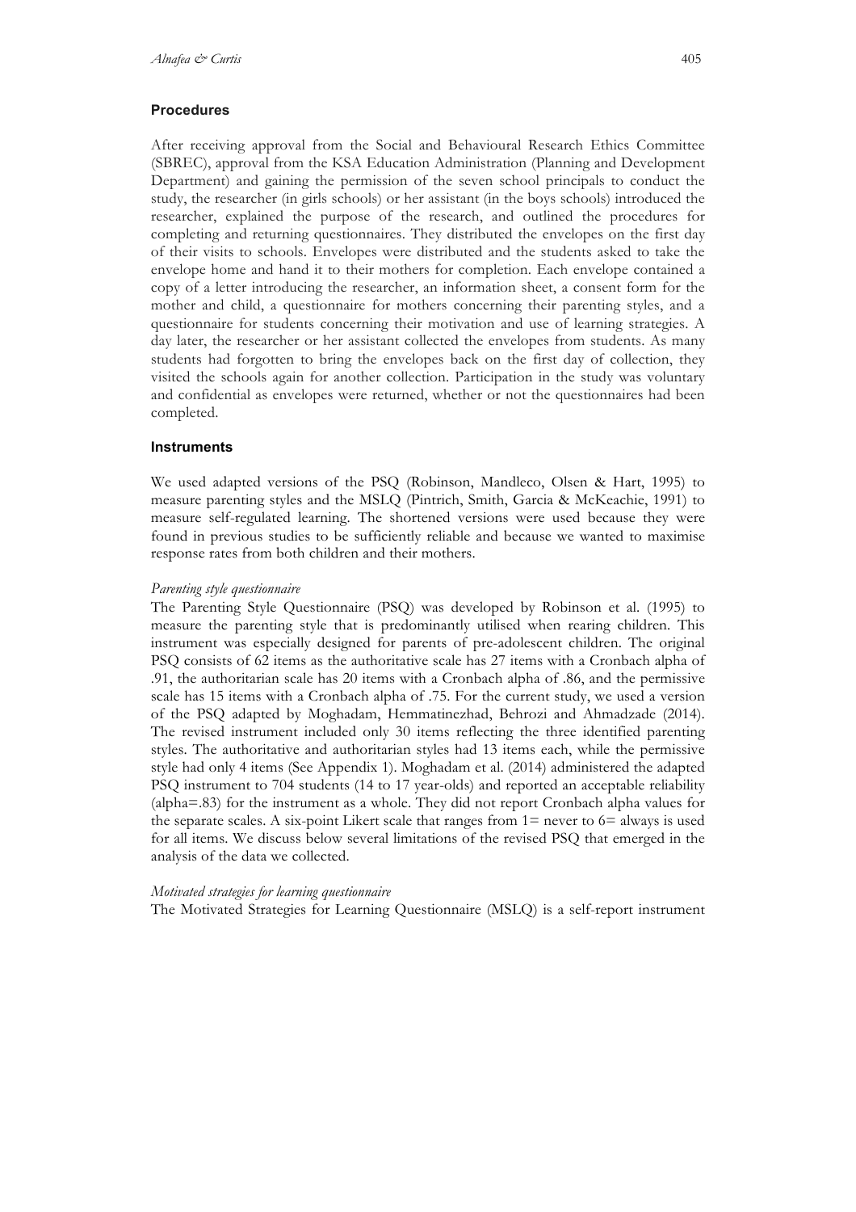### Procedures

After receiving approval from the Social and Behavioural Research Ethics Committee (SBREC), approval from the KSA Education Administration (Planning and Development Department) and gaining the permission of the seven school principals to conduct the study, the researcher (in girls schools) or her assistant (in the boys schools) introduced the researcher, explained the purpose of the research, and outlined the procedures for completing and returning questionnaires. They distributed the envelopes on the first day of their visits to schools. Envelopes were distributed and the students asked to take the envelope home and hand it to their mothers for completion. Each envelope contained a copy of a letter introducing the researcher, an information sheet, a consent form for the mother and child, a questionnaire for mothers concerning their parenting styles, and a questionnaire for students concerning their motivation and use of learning strategies. A day later, the researcher or her assistant collected the envelopes from students. As many students had forgotten to bring the envelopes back on the first day of collection, they visited the schools again for another collection. Participation in the study was voluntary and confidential as envelopes were returned, whether or not the questionnaires had been completed.

### Instruments

We used adapted versions of the PSQ (Robinson, Mandleco, Olsen & Hart, 1995) to measure parenting styles and the MSLQ (Pintrich, Smith, Garcia & McKeachie, 1991) to measure self-regulated learning. The shortened versions were used because they were found in previous studies to be sufficiently reliable and because we wanted to maximise response rates from both children and their mothers.

*Parenting style questionnaire*

The Parenting Style Questionnaire (PSQ) was developed by Robinson et al. (1995) to measure the parenting style that is predominantly utilised when rearing children. This instrument was especially designed for parents of pre-adolescent children. The original PSQ consists of 62 items as the authoritative scale has 27 items with a Cronbach alpha of .91, the authoritarian scale has 20 items with a Cronbach alpha of .86, and the permissive scale has 15 items with a Cronbach alpha of .75. For the current study, we used a version of the PSQ adapted by Moghadam, Hemmatinezhad, Behrozi and Ahmadzade (2014). The revised instrument included only 30 items reflecting the three identified parenting styles. The authoritative and authoritarian styles had 13 items each, while the permissive style had only 4 items (See Appendix 1). Moghadam et al. (2014) administered the adapted PSQ instrument to 704 students (14 to 17 year-olds) and reported an acceptable reliability (alpha=.83) for the instrument as a whole. They did not report Cronbach alpha values for the separate scales. A six-point Likert scale that ranges from 1= never to 6= always is used for all items. We discuss below several limitations of the revised PSQ that emerged in the analysis of the data we collected.

*Motivated strategies for learning questionnaire*

The Motivated Strategies for Learning Questionnaire (MSLQ) is a self-report instrument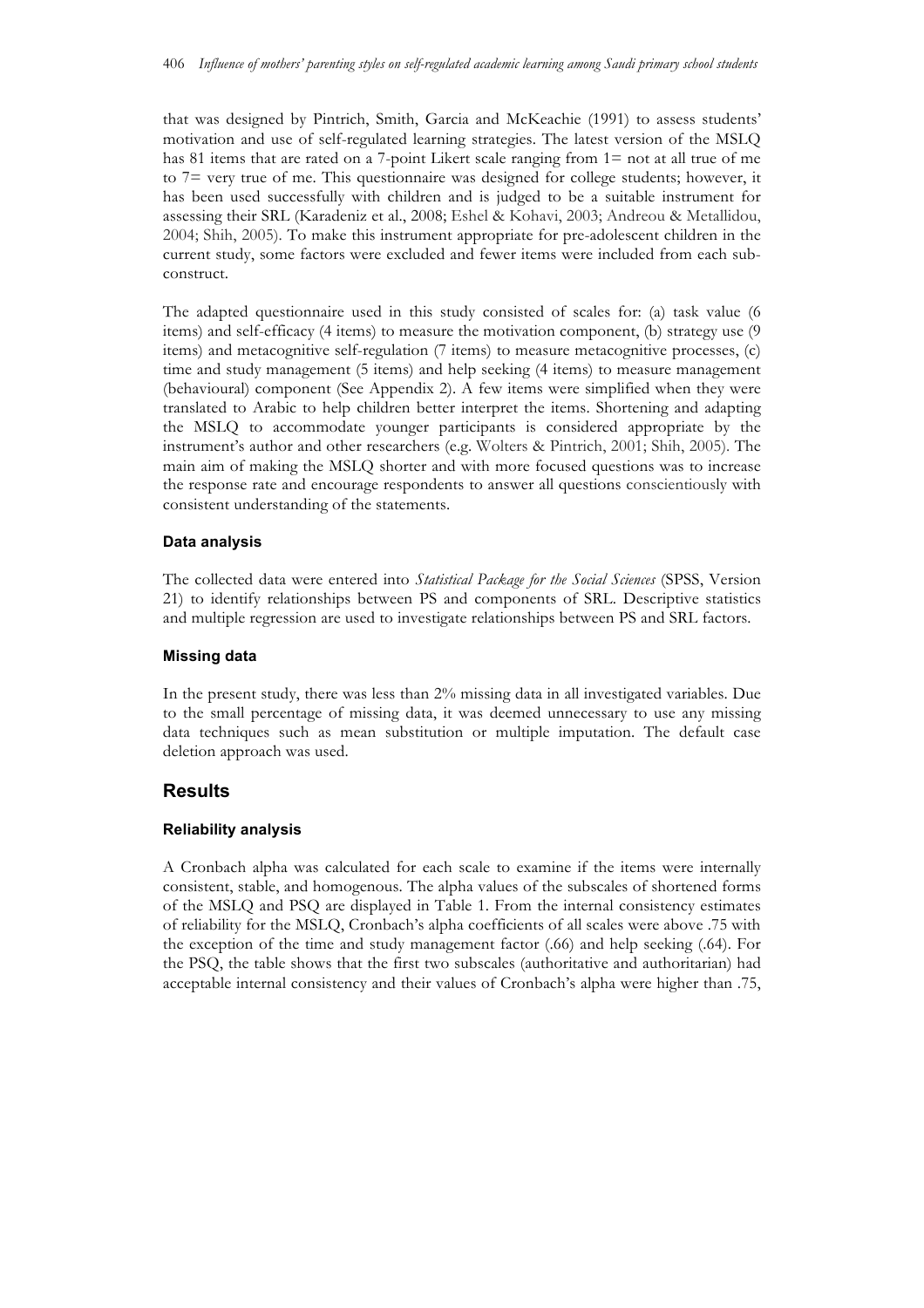that was designed by Pintrich, Smith, Garcia and McKeachie (1991) to assess students' motivation and use of self-regulated learning strategies. The latest version of the MSLQ has 81 items that are rated on a 7-point Likert scale ranging from 1= not at all true of me to 7= very true of me. This questionnaire was designed for college students; however, it has been used successfully with children and is judged to be a suitable instrument for assessing their SRL (Karadeniz et al., 2008; Eshel & Kohavi, 2003; Andreou & Metallidou, 2004; Shih, 2005). To make this instrument appropriate for pre-adolescent children in the current study, some factors were excluded and fewer items were included from each sub-construct.

The adapted questionnaire used in this study consisted of scales for: (a) task value (6 items) and self-efficacy (4 items) to measure the motivation component, (b) strategy use (9 items) and metacognitive self-regulation (7 items) to measure metacognitive processes, (c) time and study management (5 items) and help seeking (4 items) to measure management (behavioural) component (See Appendix 2). A few items were simplified when they were translated to Arabic to help children better interpret the items. Shortening and adapting the MSLQ to accommodate younger participants is considered appropriate by the instrument's author and other researchers (e.g. Wolters & Pintrich, 2001; Shih, 2005). The main aim of making the MSLQ shorter and with more focused questions was to increase the response rate and encourage respondents to answer all questions conscientiously with consistent understanding of the statements.

### Data analysis

The collected data were entered into *Statistical Package for the Social Sciences* (SPSS, Version 21) to identify relationships between PS and components of SRL. Descriptive statistics and multiple regression are used to investigate relationships between PS and SRL factors.

### Missing data

In the present study, there was less than 2% missing data in all investigated variables. Due to the small percentage of missing data, it was deemed unnecessary to use any missing data techniques such as mean substitution or multiple imputation. The default case deletion approach was used.

## Results

### Reliability analysis

A Cronbach alpha was calculated for each scale to examine if the items were internally consistent, stable, and homogenous. The alpha values of the subscales of shortened forms of the MSLQ and PSQ are displayed in Table 1. From the internal consistency estimates of reliability for the MSLQ, Cronbach's alpha coefficients of all scales were above .75 with the exception of the time and study management factor (.66) and help seeking (.64). For the PSQ, the table shows that the first two subscales (authoritative and authoritarian) had acceptable internal consistency and their values of Cronbach's alpha were higher than .75,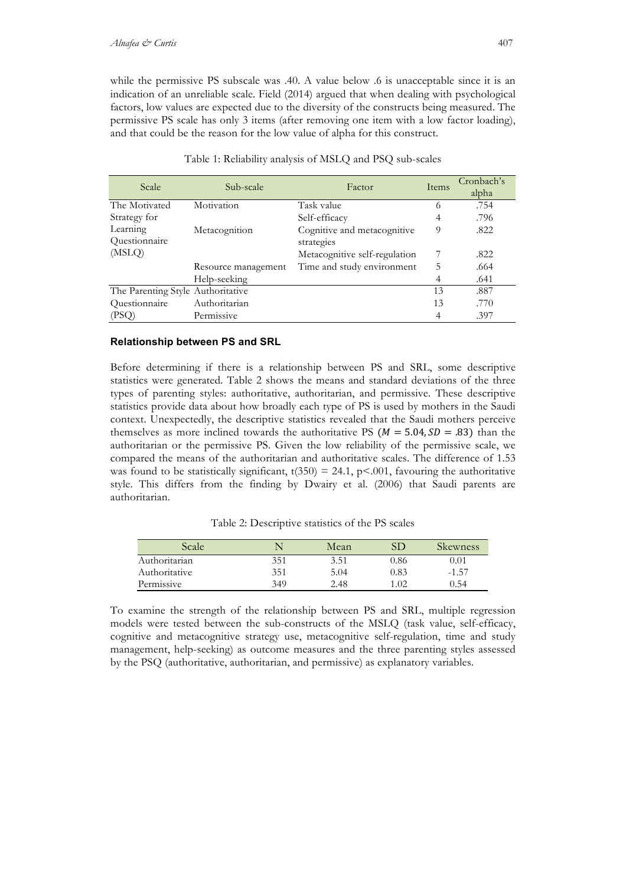while the permissive PS subscale was .40. A value below .6 is unacceptable since it is an indication of an unreliable scale. Field (2014) argued that when dealing with psychological factors, low values are expected due to the diversity of the constructs being measured. The permissive PS scale has only 3 items (after removing one item with a low factor loading), and that could be the reason for the low value of alpha for this construct.

Table 1: Reliability analysis of MSLQ and PSQ sub-scales

| Scale | Sub-scale | Factor | Items | Cronbach's alpha |
|---|---|---|---|---|
| The Motivated Strategy for Learning Questionnaire (MSLQ) | Motivation | Task value | 6 | .754 |
| | | Self-efficacy | 4 | .796 |
| | Metacognition | Cognitive and metacognitive strategies | 9 | .822 |
| | | Metacognitive self-regulation | 7 | .822 |
| | Resource management | Time and study environment | 5 | .664 |
| | Help-seeking | | 4 | .641 |
| The Parenting Style Questionnaire (PSQ) | Authoritative | | 13 | .887 |
| | Authoritarian | | 13 | .770 |
| | Permissive | | 4 | .397 |

#### Relationship between PS and SRL

Before determining if there is a relationship between PS and SRL, some descriptive statistics were generated. Table 2 shows the means and standard deviations of the three types of parenting styles: authoritative, authoritarian, and permissive. These descriptive statistics provide data about how broadly each type of PS is used by mothers in the Saudi context. Unexpectedly, the descriptive statistics revealed that the Saudi mothers perceive themselves as more inclined towards the authoritative PS ($M = 5.04, SD = .83$) than the authoritarian or the permissive PS. Given the low reliability of the permissive scale, we compared the means of the authoritarian and authoritative scales. The difference of 1.53 was found to be statistically significant, $t(350) = 24.1$, $p<.001$, favouring the authoritative style. This differs from the finding by Dwairy et al. (2006) that Saudi parents are authoritarian.

Table 2: Descriptive statistics of the PS scales

| Scale | N | Mean | SD | Skewness |
|---|---|---|---|---|
| Authoritarian | 351 | 3.51 | 0.86 | 0.01 |
| Authoritative | 351 | 5.04 | 0.83 | -1.57 |
| Permissive | 349 | 2.48 | 1.02 | 0.54 |

To examine the strength of the relationship between PS and SRL, multiple regression models were tested between the sub-constructs of the MSLQ (task value, self-efficacy, cognitive and metacognitive strategy use, metacognitive self-regulation, time and study management, help-seeking) as outcome measures and the three parenting styles assessed by the PSQ (authoritative, authoritarian, and permissive) as explanatory variables.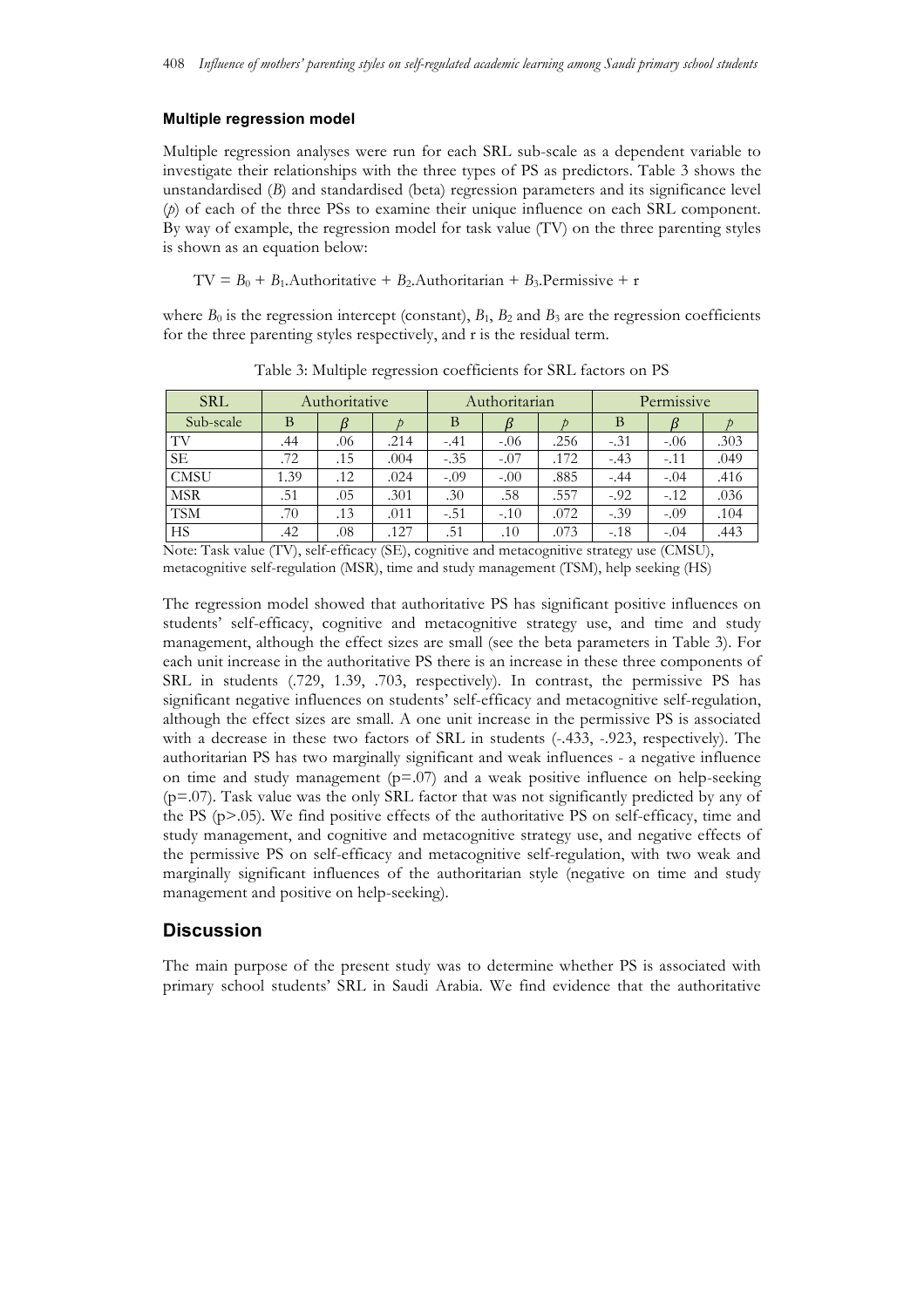### Multiple regression model

Multiple regression analyses were run for each SRL sub-scale as a dependent variable to investigate their relationships with the three types of PS as predictors. Table 3 shows the unstandardised (*B*) and standardised (beta) regression parameters and its significance level (*p*) of each of the three PSs to examine their unique influence on each SRL component. By way of example, the regression model for task value (TV) on the three parenting styles is shown as an equation below:

$$TV = B_0 + B_1.\text{Authoritative} + B_2.\text{Authoritarian} + B_3.\text{Permissive} + r$$

where $B_0$ is the regression intercept (constant), $B_1$, $B_2$ and $B_3$ are the regression coefficients for the three parenting styles respectively, and r is the residual term.

Table 3: Multiple regression coefficients for SRL factors on PS

| SRL | Authoritative | | | Authoritarian | | | Permissive | | |
|---|---|---|---|---|---|---|---|---|---|
| Sub-scale | B | $\beta$ | *p* | B | $\beta$ | *p* | B | $\beta$ | *p* |
| TV | .44 | .06 | .214 | -.41 | -.06 | .256 | -.31 | -.06 | .303 |
| SE | .72 | .15 | .004 | -.35 | -.07 | .172 | -.43 | -.11 | .049 |
| CMSU | 1.39 | .12 | .024 | -.09 | -.00 | .885 | -.44 | -.04 | .416 |
| MSR | .51 | .05 | .301 | .30 | .58 | .557 | -.92 | -.12 | .036 |
| TSM | .70 | .13 | .011 | -.51 | -.10 | .072 | -.39 | -.09 | .104 |
| HS | .42 | .08 | .127 | .51 | .10 | .073 | -.18 | -.04 | .443 |

Note: Task value (TV), self-efficacy (SE), cognitive and metacognitive strategy use (CMSU), metacognitive self-regulation (MSR), time and study management (TSM), help seeking (HS)

The regression model showed that authoritative PS has significant positive influences on students' self-efficacy, cognitive and metacognitive strategy use, and time and study management, although the effect sizes are small (see the beta parameters in Table 3). For each unit increase in the authoritative PS there is an increase in these three components of SRL in students (.729, 1.39, .703, respectively). In contrast, the permissive PS has significant negative influences on students' self-efficacy and metacognitive self-regulation, although the effect sizes are small. A one unit increase in the permissive PS is associated with a decrease in these two factors of SRL in students (-.433, -.923, respectively). The authoritarian PS has two marginally significant and weak influences - a negative influence on time and study management ($p=.07$) and a weak positive influence on help-seeking ($p=.07$). Task value was the only SRL factor that was not significantly predicted by any of the PS ($p>.05$). We find positive effects of the authoritative PS on self-efficacy, time and study management, and cognitive and metacognitive strategy use, and negative effects of the permissive PS on self-efficacy and metacognitive self-regulation, with two weak and marginally significant influences of the authoritarian style (negative on time and study management and positive on help-seeking).

## Discussion

The main purpose of the present study was to determine whether PS is associated with primary school students' SRL in Saudi Arabia. We find evidence that the authoritative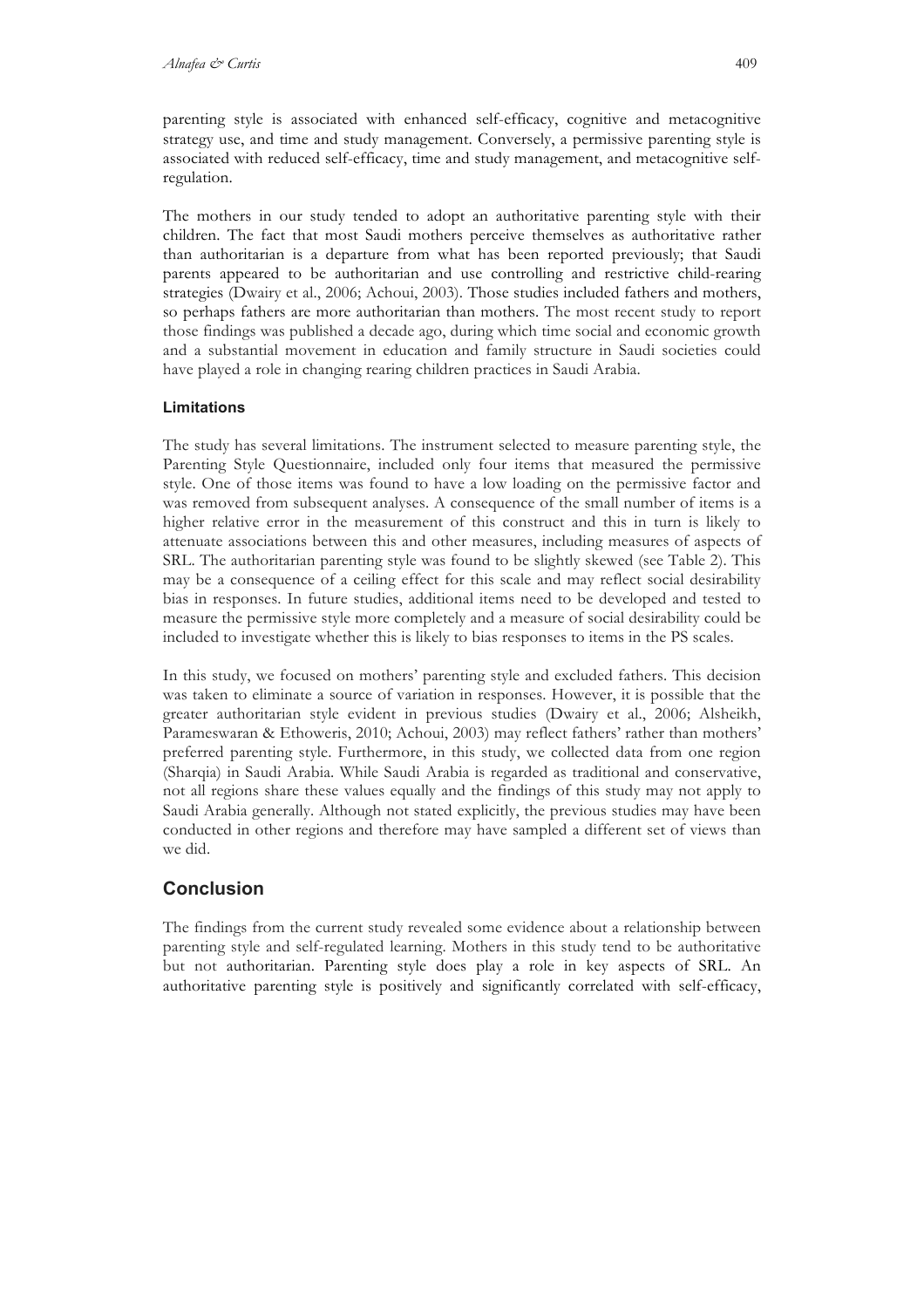parenting style is associated with enhanced self-efficacy, cognitive and metacognitive strategy use, and time and study management. Conversely, a permissive parenting style is associated with reduced self-efficacy, time and study management, and metacognitive self-regulation.

The mothers in our study tended to adopt an authoritative parenting style with their children. The fact that most Saudi mothers perceive themselves as authoritative rather than authoritarian is a departure from what has been reported previously; that Saudi parents appeared to be authoritarian and use controlling and restrictive child-rearing strategies (Dwairy et al., 2006; Achoui, 2003). Those studies included fathers and mothers, so perhaps fathers are more authoritarian than mothers. The most recent study to report those findings was published a decade ago, during which time social and economic growth and a substantial movement in education and family structure in Saudi societies could have played a role in changing rearing children practices in Saudi Arabia.

### Limitations

The study has several limitations. The instrument selected to measure parenting style, the Parenting Style Questionnaire, included only four items that measured the permissive style. One of those items was found to have a low loading on the permissive factor and was removed from subsequent analyses. A consequence of the small number of items is a higher relative error in the measurement of this construct and this in turn is likely to attenuate associations between this and other measures, including measures of aspects of SRL. The authoritarian parenting style was found to be slightly skewed (see Table 2). This may be a consequence of a ceiling effect for this scale and may reflect social desirability bias in responses. In future studies, additional items need to be developed and tested to measure the permissive style more completely and a measure of social desirability could be included to investigate whether this is likely to bias responses to items in the PS scales.

In this study, we focused on mothers' parenting style and excluded fathers. This decision was taken to eliminate a source of variation in responses. However, it is possible that the greater authoritarian style evident in previous studies (Dwairy et al., 2006; Alsheikh, Parameswaran & Ethoweris, 2010; Achoui, 2003) may reflect fathers' rather than mothers' preferred parenting style. Furthermore, in this study, we collected data from one region (Sharqia) in Saudi Arabia. While Saudi Arabia is regarded as traditional and conservative, not all regions share these values equally and the findings of this study may not apply to Saudi Arabia generally. Although not stated explicitly, the previous studies may have been conducted in other regions and therefore may have sampled a different set of views than we did.

## Conclusion

The findings from the current study revealed some evidence about a relationship between parenting style and self-regulated learning. Mothers in this study tend to be authoritative but not authoritarian. Parenting style does play a role in key aspects of SRL. An authoritative parenting style is positively and significantly correlated with self-efficacy,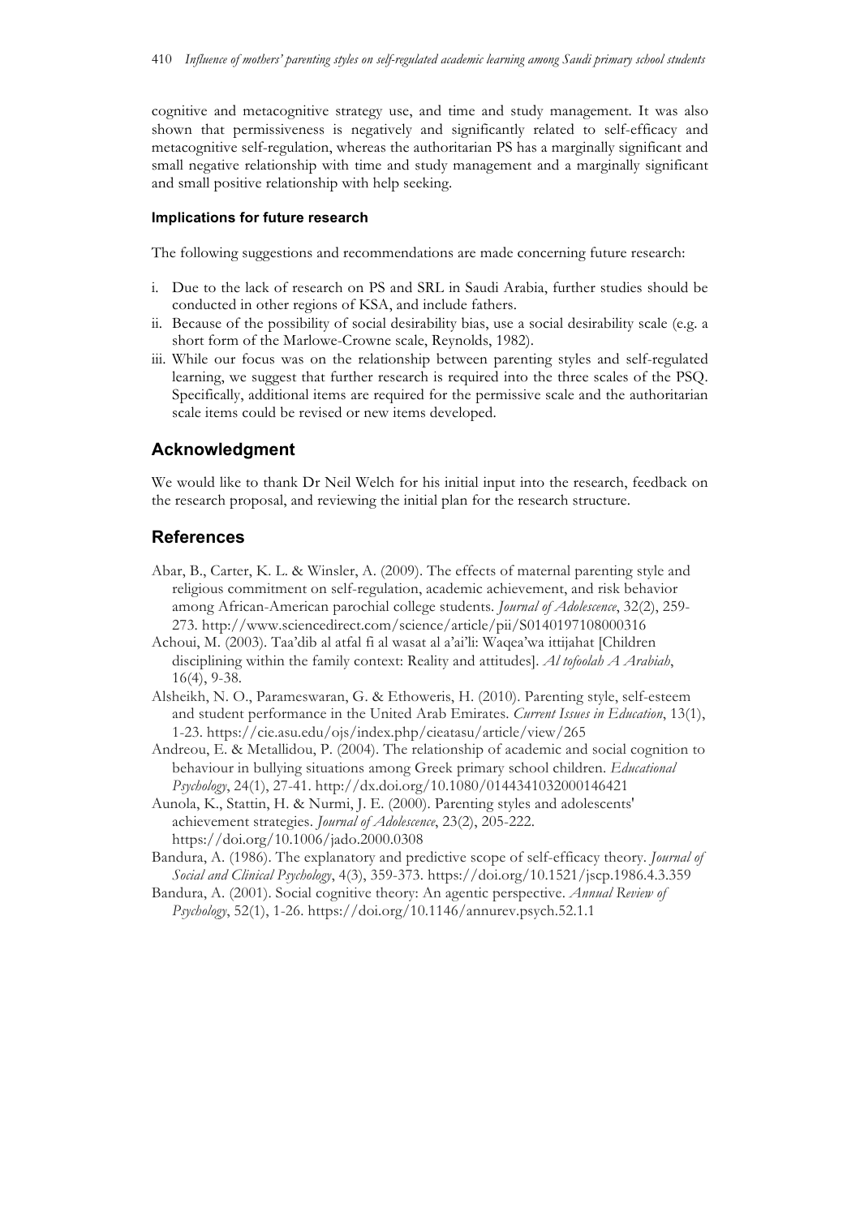cognitive and metacognitive strategy use, and time and study management. It was also shown that permissiveness is negatively and significantly related to self-efficacy and metacognitive self-regulation, whereas the authoritarian PS has a marginally significant and small negative relationship with time and study management and a marginally significant and small positive relationship with help seeking.

#### Implications for future research

The following suggestions and recommendations are made concerning future research:

i. Due to the lack of research on PS and SRL in Saudi Arabia, further studies should be conducted in other regions of KSA, and include fathers.
ii. Because of the possibility of social desirability bias, use a social desirability scale (e.g. a short form of the Marlowe-Crowne scale, Reynolds, 1982).
iii. While our focus was on the relationship between parenting styles and self-regulated learning, we suggest that further research is required into the three scales of the PSQ. Specifically, additional items are required for the permissive scale and the authoritarian scale items could be revised or new items developed.

## Acknowledgment

We would like to thank Dr Neil Welch for his initial input into the research, feedback on the research proposal, and reviewing the initial plan for the research structure.

## References

Abar, B., Carter, K. L. & Winsler, A. (2009). The effects of maternal parenting style and religious commitment on self-regulation, academic achievement, and risk behavior among African-American parochial college students. *Journal of Adolescence*, 32(2), 259-273. http://www.sciencedirect.com/science/article/pii/S0140197108000316

Achoui, M. (2003). Taa'dib al atfal fi al wasat al a'ai'li: Waqea'wa ittijahat [Children disciplining within the family context: Reality and attitudes]. *Al tofoolah A Arabiah*, 16(4), 9-38.

Alsheikh, N. O., Parameswaran, G. & Ethoweris, H. (2010). Parenting style, self-esteem and student performance in the United Arab Emirates. *Current Issues in Education*, 13(1), 1-23. https://cie.asu.edu/ojs/index.php/cieatasu/article/view/265

Andreou, E. & Metallidou, P. (2004). The relationship of academic and social cognition to behaviour in bullying situations among Greek primary school children. *Educational Psychology*, 24(1), 27-41. http://dx.doi.org/10.1080/0144341032000146421

Aunola, K., Stattin, H. & Nurmi, J. E. (2000). Parenting styles and adolescents' achievement strategies. *Journal of Adolescence*, 23(2), 205-222. https://doi.org/10.1006/jado.2000.0308

Bandura, A. (1986). The explanatory and predictive scope of self-efficacy theory. *Journal of Social and Clinical Psychology*, 4(3), 359-373. https://doi.org/10.1521/jscp.1986.4.3.359

Bandura, A. (2001). Social cognitive theory: An agentic perspective. *Annual Review of Psychology*, 52(1), 1-26. https://doi.org/10.1146/annurev.psych.52.1.1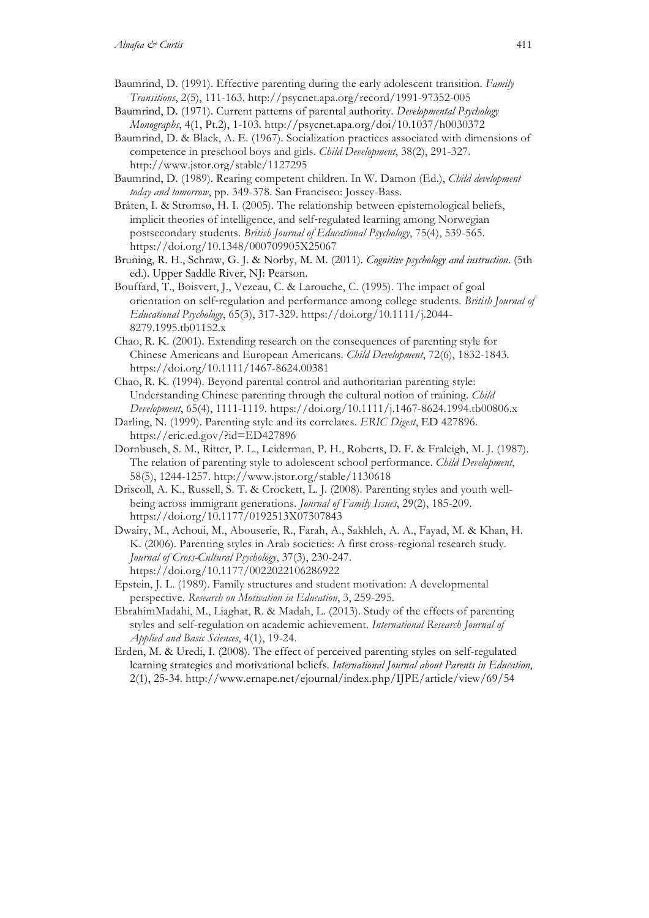Baumrind, D. (1991). Effective parenting during the early adolescent transition. *Family Transitions*, 2(5), 111-163. http://psycnet.apa.org/record/1991-97352-005

Baumrind, D. (1971). Current patterns of parental authority. *Developmental Psychology Monographs*, 4(1, Pt.2), 1-103. http://psycnet.apa.org/doi/10.1037/h0030372

Baumrind, D. & Black, A. E. (1967). Socialization practices associated with dimensions of competence in preschool boys and girls. *Child Development*, 38(2), 291-327. http://www.jstor.org/stable/1127295

Baumrind, D. (1989). Rearing competent children. In W. Damon (Ed.), *Child development today and tomorrow*, pp. 349-378. San Francisco: Jossey-Bass.

Bråten, I. & Strømsø, H. I. (2005). The relationship between epistemological beliefs, implicit theories of intelligence, and self-regulated learning among Norwegian postsecondary students. *British Journal of Educational Psychology*, 75(4), 539-565. https://doi.org/10.1348/000709905X25067

Bruning, R. H., Schraw, G. J. & Norby, M. M. (2011). *Cognitive psychology and instruction*. (5th ed.). Upper Saddle River, NJ: Pearson.

Bouffard, T., Boisvert, J., Vezeau, C. & Larouche, C. (1995). The impact of goal orientation on self-regulation and performance among college students. *British Journal of Educational Psychology*, 65(3), 317-329. https://doi.org/10.1111/j.2044-8279.1995.tb01152.x

Chao, R. K. (2001). Extending research on the consequences of parenting style for Chinese Americans and European Americans. *Child Development*, 72(6), 1832-1843. https://doi.org/10.1111/1467-8624.00381

Chao, R. K. (1994). Beyond parental control and authoritarian parenting style: Understanding Chinese parenting through the cultural notion of training. *Child Development*, 65(4), 1111-1119. https://doi.org/10.1111/j.1467-8624.1994.tb00806.x

Darling, N. (1999). Parenting style and its correlates. *ERIC Digest*, ED 427896. https://eric.ed.gov/?id=ED427896

Dornbusch, S. M., Ritter, P. L., Leiderman, P. H., Roberts, D. F. & Fraleigh, M. J. (1987). The relation of parenting style to adolescent school performance. *Child Development*, 58(5), 1244-1257. http://www.jstor.org/stable/1130618

Driscoll, A. K., Russell, S. T. & Crockett, L. J. (2008). Parenting styles and youth well-being across immigrant generations. *Journal of Family Issues*, 29(2), 185-209. https://doi.org/10.1177/0192513X07307843

Dwairy, M., Achoui, M., Abouserie, R., Farah, A., Sakhleh, A. A., Fayad, M. & Khan, H. K. (2006). Parenting styles in Arab societies: A first cross-regional research study. *Journal of Cross-Cultural Psychology*, 37(3), 230-247. https://doi.org/10.1177/0022022106286922

Epstein, J. L. (1989). Family structures and student motivation: A developmental perspective. *Research on Motivation in Education*, 3, 259-295.

EbrahimMadahi, M., Liaghat, R. & Madah, L. (2013). Study of the effects of parenting styles and self-regulation on academic achievement. *International Research Journal of Applied and Basic Sciences*, 4(1), 19-24.

Erden, M. & Uredi, I. (2008). The effect of perceived parenting styles on self-regulated learning strategies and motivational beliefs. *International Journal about Parents in Education*, 2(1), 25-34. http://www.ernape.net/ejournal/index.php/IJPE/article/view/69/54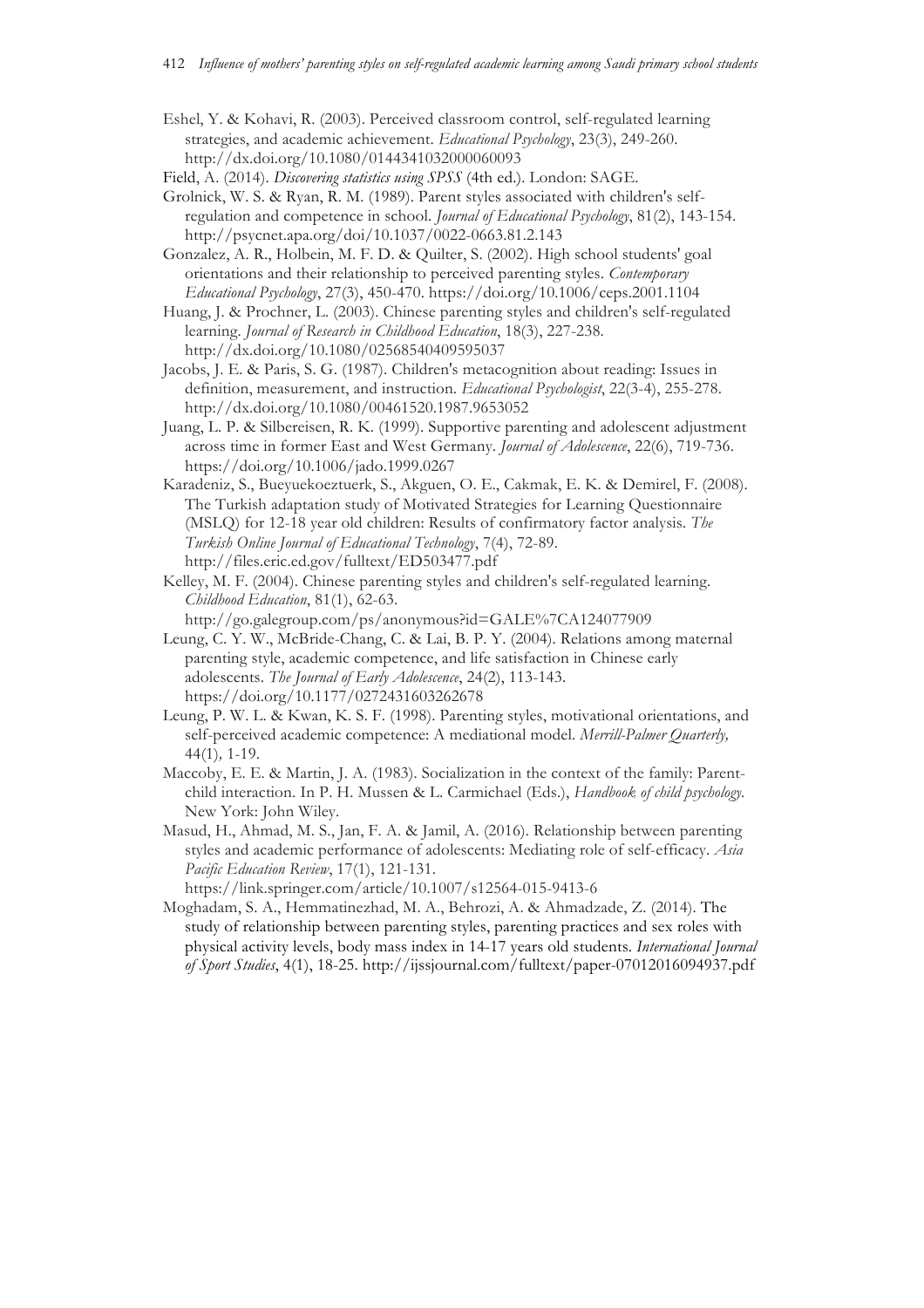Eshel, Y. & Kohavi, R. (2003). Perceived classroom control, self-regulated learning strategies, and academic achievement. *Educational Psychology*, 23(3), 249-260. http://dx.doi.org/10.1080/0144341032000060093

Field, A. (2014). *Discovering statistics using SPSS* (4th ed.). London: SAGE.

Grolnick, W. S. & Ryan, R. M. (1989). Parent styles associated with children's self-regulation and competence in school. *Journal of Educational Psychology*, 81(2), 143-154. http://psycnet.apa.org/doi/10.1037/0022-0663.81.2.143

Gonzalez, A. R., Holbein, M. F. D. & Quilter, S. (2002). High school students' goal orientations and their relationship to perceived parenting styles. *Contemporary Educational Psychology*, 27(3), 450-470. https://doi.org/10.1006/ceps.2001.1104

Huang, J. & Prochner, L. (2003). Chinese parenting styles and children's self-regulated learning. *Journal of Research in Childhood Education*, 18(3), 227-238. http://dx.doi.org/10.1080/02568540409595037

Jacobs, J. E. & Paris, S. G. (1987). Children's metacognition about reading: Issues in definition, measurement, and instruction. *Educational Psychologist*, 22(3-4), 255-278. http://dx.doi.org/10.1080/00461520.1987.9653052

Juang, L. P. & Silbereisen, R. K. (1999). Supportive parenting and adolescent adjustment across time in former East and West Germany. *Journal of Adolescence*, 22(6), 719-736. https://doi.org/10.1006/jado.1999.0267

Karadeniz, S., Bueyuekoeztuerk, S., Akguen, O. E., Cakmak, E. K. & Demirel, F. (2008). The Turkish adaptation study of Motivated Strategies for Learning Questionnaire (MSLQ) for 12-18 year old children: Results of confirmatory factor analysis. *The Turkish Online Journal of Educational Technology*, 7(4), 72-89. http://files.eric.ed.gov/fulltext/ED503477.pdf

Kelley, M. F. (2004). Chinese parenting styles and children's self-regulated learning. *Childhood Education*, 81(1), 62-63. http://go.galegroup.com/ps/anonymous?id=GALE%7CA124077909

Leung, C. Y. W., McBride-Chang, C. & Lai, B. P. Y. (2004). Relations among maternal parenting style, academic competence, and life satisfaction in Chinese early adolescents. *The Journal of Early Adolescence*, 24(2), 113-143. https://doi.org/10.1177/0272431603262678

Leung, P. W. L. & Kwan, K. S. F. (1998). Parenting styles, motivational orientations, and self-perceived academic competence: A mediational model. *Merrill-Palmer Quarterly,* 44(1)*,* 1-19.

Maccoby, E. E. & Martin, J. A. (1983). Socialization in the context of the family: Parent-child interaction. In P. H. Mussen & L. Carmichael (Eds.), *Handbook of child psychology*. New York: John Wiley.

Masud, H., Ahmad, M. S., Jan, F. A. & Jamil, A. (2016). Relationship between parenting styles and academic performance of adolescents: Mediating role of self-efficacy. *Asia Pacific Education Review*, 17(1), 121-131. https://link.springer.com/article/10.1007/s12564-015-9413-6

Moghadam, S. A., Hemmatinezhad, M. A., Behrozi, A. & Ahmadzade, Z. (2014). The study of relationship between parenting styles, parenting practices and sex roles with physical activity levels, body mass index in 14-17 years old students. *International Journal of Sport Studies*, 4(1), 18-25. http://ijssjournal.com/fulltext/paper-07012016094937.pdf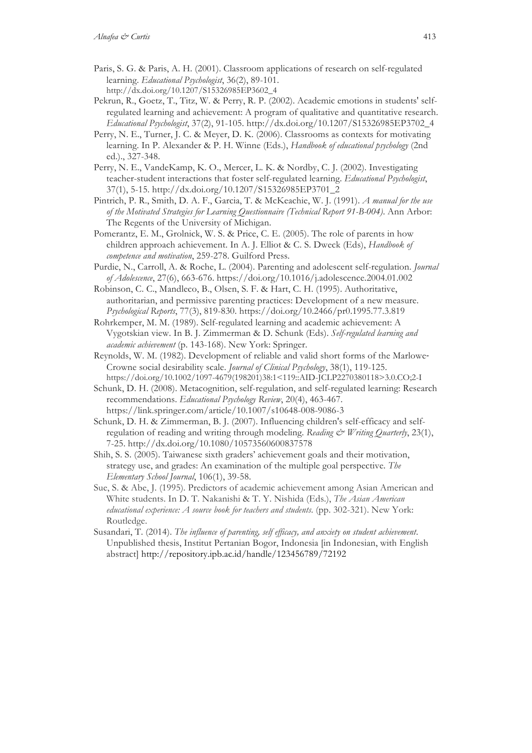Paris, S. G. & Paris, A. H. (2001). Classroom applications of research on self-regulated learning. *Educational Psychologist*, 36(2), 89-101. http://dx.doi.org/10.1207/S15326985EP3602_4

Pekrun, R., Goetz, T., Titz, W. & Perry, R. P. (2002). Academic emotions in students' self-regulated learning and achievement: A program of qualitative and quantitative research. *Educational Psychologist*, 37(2), 91-105. http://dx.doi.org/10.1207/S15326985EP3702_4

Perry, N. E., Turner, J. C. & Meyer, D. K. (2006). Classrooms as contexts for motivating learning. In P. Alexander & P. H. Winne (Eds.), *Handbook of educational psychology* (2nd ed.)., 327-348.

Perry, N. E., VandeKamp, K. O., Mercer, L. K. & Nordby, C. J. (2002). Investigating teacher-student interactions that foster self-regulated learning. *Educational Psychologist*, 37(1), 5-15. http://dx.doi.org/10.1207/S15326985EP3701_2

Pintrich, P. R., Smith, D. A. F., Garcia, T. & McKeachie, W. J. (1991). *A manual for the use of the Motivated Strategies for Learning Questionnaire (Technical Report 91-B-004)*. Ann Arbor: The Regents of the University of Michigan.

Pomerantz, E. M., Grolnick, W. S. & Price, C. E. (2005). The role of parents in how children approach achievement. In A. J. Elliot & C. S. Dweck (Eds), *Handbook of competence and motivation*, 259-278. Guilford Press.

Purdie, N., Carroll, A. & Roche, L. (2004). Parenting and adolescent self-regulation. *Journal of Adolescence*, 27(6), 663-676. https://doi.org/10.1016/j.adolescence.2004.01.002

Robinson, C. C., Mandleco, B., Olsen, S. F. & Hart, C. H. (1995). Authoritative, authoritarian, and permissive parenting practices: Development of a new measure. *Psychological Reports*, 77(3), 819-830. https://doi.org/10.2466/pr0.1995.77.3.819

Rohrkemper, M. M. (1989). Self-regulated learning and academic achievement: A Vygotskian view. In B. J. Zimmerman & D. Schunk (Eds). *Self-regulated learning and academic achievement* (p. 143-168). New York: Springer.

Reynolds, W. M. (1982). Development of reliable and valid short forms of the Marlowe-Crowne social desirability scale. *Journal of Clinical Psychology*, 38(1), 119-125. https://doi.org/10.1002/1097-4679(198201)38:1<119::AID-JCLP2270380118>3.0.CO;2-I

Schunk, D. H. (2008). Metacognition, self-regulation, and self-regulated learning: Research recommendations. *Educational Psychology Review*, 20(4), 463-467. https://link.springer.com/article/10.1007/s10648-008-9086-3

Schunk, D. H. & Zimmerman, B. J. (2007). Influencing children's self-efficacy and self-regulation of reading and writing through modeling. *Reading & Writing Quarterly*, 23(1), 7-25. http://dx.doi.org/10.1080/10573560600837578

Shih, S. S. (2005). Taiwanese sixth graders' achievement goals and their motivation, strategy use, and grades: An examination of the multiple goal perspective. *The Elementary School Journal*, 106(1), 39-58.

Sue, S. & Abe, J. (1995). Predictors of academic achievement among Asian American and White students. In D. T. Nakanishi & T. Y. Nishida (Eds.), *The Asian American educational experience: A source book for teachers and students.* (pp. 302-321). New York: Routledge.

Susandari, T. (2014). *The influence of parenting, self efficacy, and anxiety on student achievement*. Unpublished thesis, Institut Pertanian Bogor, Indonesia [in Indonesian, with English abstract] http://repository.ipb.ac.id/handle/123456789/72192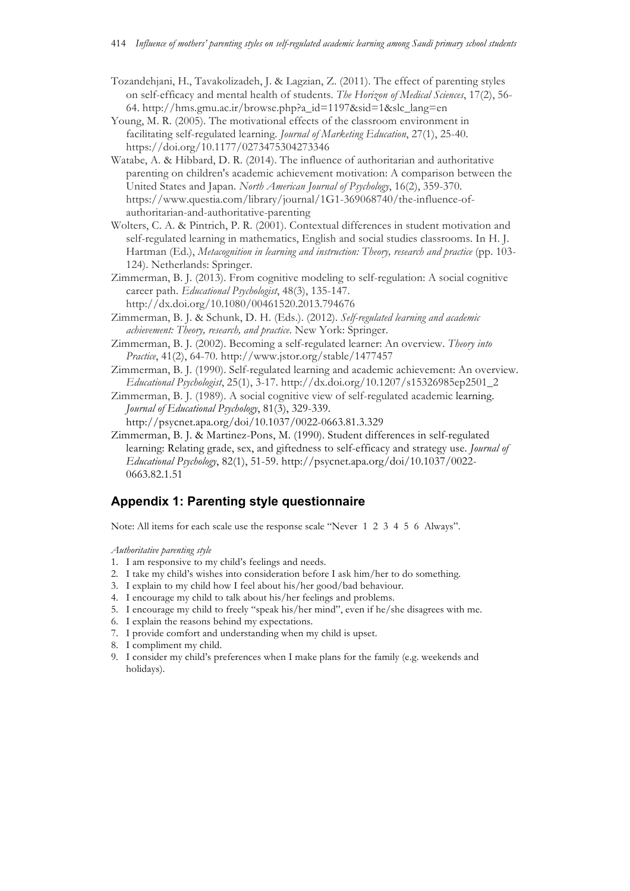Tozandehjani, H., Tavakolizadeh, J. & Lagzian, Z. (2011). The effect of parenting styles on self-efficacy and mental health of students. *The Horizon of Medical Sciences*, 17(2), 56-64. http://hms.gmu.ac.ir/browse.php?a_id=1197&sid=1&slc_lang=en

Young, M. R. (2005). The motivational effects of the classroom environment in facilitating self-regulated learning. *Journal of Marketing Education*, 27(1), 25-40. https://doi.org/10.1177/0273475304273346

Watabe, A. & Hibbard, D. R. (2014). The influence of authoritarian and authoritative parenting on children's academic achievement motivation: A comparison between the United States and Japan. *North American Journal of Psychology*, 16(2), 359-370. https://www.questia.com/library/journal/1G1-369068740/the-influence-of-authoritarian-and-authoritative-parenting

Wolters, C. A. & Pintrich, P. R. (2001). Contextual differences in student motivation and self-regulated learning in mathematics, English and social studies classrooms. In H. J. Hartman (Ed.), *Metacognition in learning and instruction: Theory, research and practice* (pp. 103-124). Netherlands: Springer.

Zimmerman, B. J. (2013). From cognitive modeling to self-regulation: A social cognitive career path. *Educational Psychologist*, 48(3), 135-147. http://dx.doi.org/10.1080/00461520.2013.794676

Zimmerman, B. J. & Schunk, D. H. (Eds.). (2012). *Self-regulated learning and academic achievement: Theory, research, and practice*. New York: Springer.

Zimmerman, B. J. (2002). Becoming a self-regulated learner: An overview. *Theory into Practice*, 41(2), 64-70. http://www.jstor.org/stable/1477457

Zimmerman, B. J. (1990). Self-regulated learning and academic achievement: An overview. *Educational Psychologist*, 25(1), 3-17. http://dx.doi.org/10.1207/s15326985ep2501_2

Zimmerman, B. J. (1989). A social cognitive view of self-regulated academic learning. *Journal of Educational Psychology*, 81(3), 329-339. http://psycnet.apa.org/doi/10.1037/0022-0663.81.3.329

Zimmerman, B. J. & Martinez-Pons, M. (1990). Student differences in self-regulated learning: Relating grade, sex, and giftedness to self-efficacy and strategy use. *Journal of Educational Psychology*, 82(1), 51-59. http://psycnet.apa.org/doi/10.1037/0022-0663.82.1.51

## Appendix 1: Parenting style questionnaire

Note: All items for each scale use the response scale "Never 1 2 3 4 5 6 Always".

*Authoritative parenting style*

1. I am responsive to my child's feelings and needs.
2. I take my child's wishes into consideration before I ask him/her to do something.
3. I explain to my child how I feel about his/her good/bad behaviour.
4. I encourage my child to talk about his/her feelings and problems.
5. I encourage my child to freely "speak his/her mind", even if he/she disagrees with me.
6. I explain the reasons behind my expectations.
7. I provide comfort and understanding when my child is upset.
8. I compliment my child.
9. I consider my child's preferences when I make plans for the family (e.g. weekends and holidays).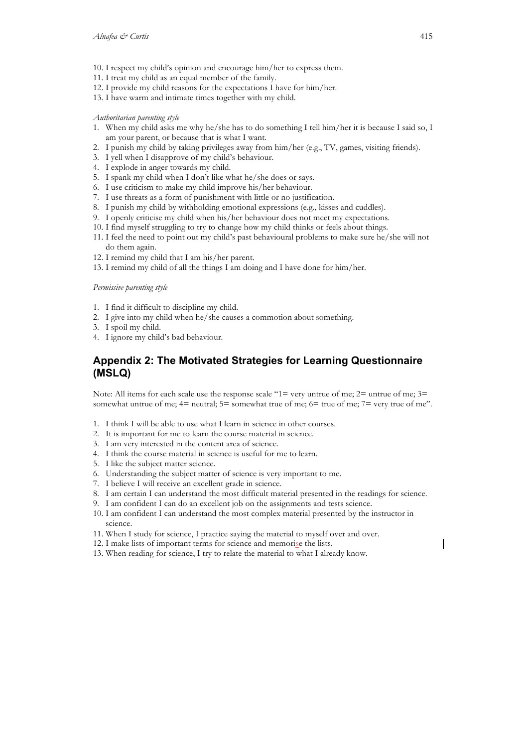10. I respect my child's opinion and encourage him/her to express them.
11. I treat my child as an equal member of the family.
12. I provide my child reasons for the expectations I have for him/her.
13. I have warm and intimate times together with my child.

*Authoritarian parenting style*

1. When my child asks me why he/she has to do something I tell him/her it is because I said so, I am your parent, or because that is what I want.
2. I punish my child by taking privileges away from him/her (e.g., TV, games, visiting friends).
3. I yell when I disapprove of my child's behaviour.
4. I explode in anger towards my child.
5. I spank my child when I don't like what he/she does or says.
6. I use criticism to make my child improve his/her behaviour.
7. I use threats as a form of punishment with little or no justification.
8. I punish my child by withholding emotional expressions (e.g., kisses and cuddles).
9. I openly criticise my child when his/her behaviour does not meet my expectations.
10. I find myself struggling to try to change how my child thinks or feels about things.
11. I feel the need to point out my child's past behavioural problems to make sure he/she will not do them again.
12. I remind my child that I am his/her parent.
13. I remind my child of all the things I am doing and I have done for him/her.

*Permissive parenting style*

1. I find it difficult to discipline my child.
2. I give into my child when he/she causes a commotion about something.
3. I spoil my child.
4. I ignore my child's bad behaviour.

## Appendix 2: The Motivated Strategies for Learning Questionnaire (MSLQ)

Note: All items for each scale use the response scale "1= very untrue of me; 2= untrue of me; 3= somewhat untrue of me; 4= neutral; 5= somewhat true of me; 6= true of me; 7= very true of me".

1. I think I will be able to use what I learn in science in other courses.
2. It is important for me to learn the course material in science.
3. I am very interested in the content area of science.
4. I think the course material in science is useful for me to learn.
5. I like the subject matter science.
6. Understanding the subject matter of science is very important to me.
7. I believe I will receive an excellent grade in science.
8. I am certain I can understand the most difficult material presented in the readings for science.
9. I am confident I can do an excellent job on the assignments and tests science.
10. I am confident I can understand the most complex material presented by the instructor in science.
11. When I study for science, I practice saying the material to myself over and over.
12. I make lists of important terms for science and memorise the lists.
13. When reading for science, I try to relate the material to what I already know.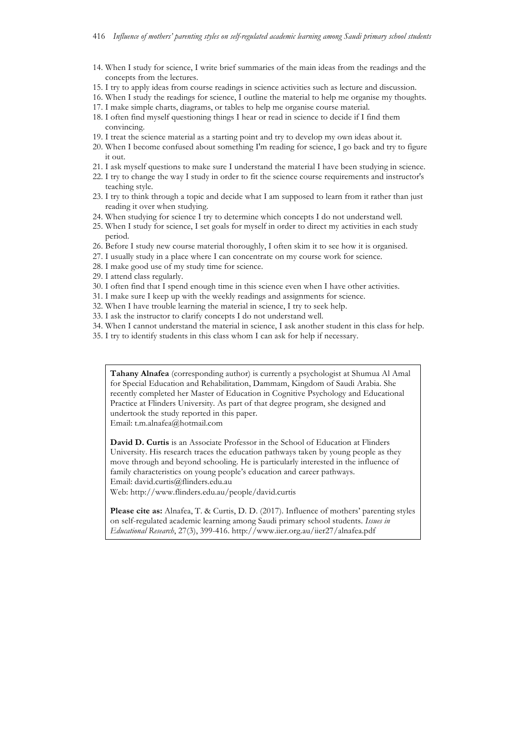14. When I study for science, I write brief summaries of the main ideas from the readings and the concepts from the lectures.
15. I try to apply ideas from course readings in science activities such as lecture and discussion.
16. When I study the readings for science, I outline the material to help me organise my thoughts.
17. I make simple charts, diagrams, or tables to help me organise course material.
18. I often find myself questioning things I hear or read in science to decide if I find them convincing.
19. I treat the science material as a starting point and try to develop my own ideas about it.
20. When I become confused about something I'm reading for science, I go back and try to figure it out.
21. I ask myself questions to make sure I understand the material I have been studying in science.
22. I try to change the way I study in order to fit the science course requirements and instructor's teaching style.
23. I try to think through a topic and decide what I am supposed to learn from it rather than just reading it over when studying.
24. When studying for science I try to determine which concepts I do not understand well.
25. When I study for science, I set goals for myself in order to direct my activities in each study period.
26. Before I study new course material thoroughly, I often skim it to see how it is organised.
27. I usually study in a place where I can concentrate on my course work for science.
28. I make good use of my study time for science.
29. I attend class regularly.
30. I often find that I spend enough time in this science even when I have other activities.
31. I make sure I keep up with the weekly readings and assignments for science.
32. When I have trouble learning the material in science, I try to seek help.
33. I ask the instructor to clarify concepts I do not understand well.
34. When I cannot understand the material in science, I ask another student in this class for help.
35. I try to identify students in this class whom I can ask for help if necessary.

**Tahany Alnafea** (corresponding author) is currently a psychologist at Shumua Al Amal for Special Education and Rehabilitation, Dammam, Kingdom of Saudi Arabia. She recently completed her Master of Education in Cognitive Psychology and Educational Practice at Flinders University. As part of that degree program, she designed and undertook the study reported in this paper.
Email: t.m.alnafea@hotmail.com

**David D. Curtis** is an Associate Professor in the School of Education at Flinders University. His research traces the education pathways taken by young people as they move through and beyond schooling. He is particularly interested in the influence of family characteristics on young people's education and career pathways.
Email: david.curtis@flinders.edu.au
Web: http://www.flinders.edu.au/people/david.curtis

**Please cite as:** Alnafea, T. & Curtis, D. D. (2017). Influence of mothers' parenting styles on self-regulated academic learning among Saudi primary school students. *Issues in Educational Research*, 27(3), 399-416. http://www.iier.org.au/iier27/alnafea.pdf